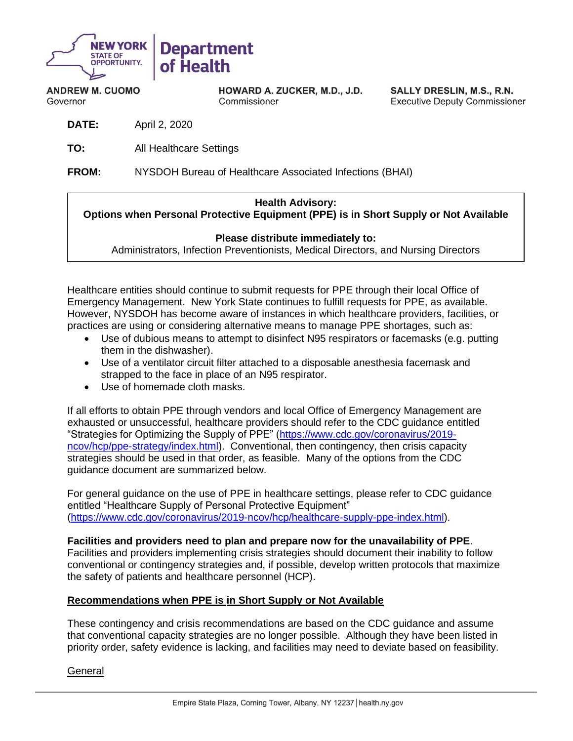NEW YORK STATE OF OPPORTUNITY. | Department of Health

**ANDREW M. CUOMO**
Governor

**HOWARD A. ZUCKER, M.D., J.D.**
Commissioner

**SALLY DRESLIN, M.S., R.N.**
Executive Deputy Commissioner

**DATE:** April 2, 2020

**TO:** All Healthcare Settings

**FROM:** NYSDOH Bureau of Healthcare Associated Infections (BHAI)

**Health Advisory:**
**Options when Personal Protective Equipment (PPE) is in Short Supply or Not Available**

**Please distribute immediately to:**
Administrators, Infection Preventionists, Medical Directors, and Nursing Directors

Healthcare entities should continue to submit requests for PPE through their local Office of Emergency Management. New York State continues to fulfill requests for PPE, as available. However, NYSDOH has become aware of instances in which healthcare providers, facilities, or practices are using or considering alternative means to manage PPE shortages, such as:

- Use of dubious means to attempt to disinfect N95 respirators or facemasks (e.g. putting them in the dishwasher).
- Use of a ventilator circuit filter attached to a disposable anesthesia facemask and strapped to the face in place of an N95 respirator.
- Use of homemade cloth masks.

If all efforts to obtain PPE through vendors and local Office of Emergency Management are exhausted or unsuccessful, healthcare providers should refer to the CDC guidance entitled "Strategies for Optimizing the Supply of PPE" (https://www.cdc.gov/coronavirus/2019-ncov/hcp/ppe-strategy/index.html). Conventional, then contingency, then crisis capacity strategies should be used in that order, as feasible. Many of the options from the CDC guidance document are summarized below.

For general guidance on the use of PPE in healthcare settings, please refer to CDC guidance entitled "Healthcare Supply of Personal Protective Equipment" (https://www.cdc.gov/coronavirus/2019-ncov/hcp/healthcare-supply-ppe-index.html).

**Facilities and providers need to plan and prepare now for the unavailability of PPE**.
Facilities and providers implementing crisis strategies should document their inability to follow conventional or contingency strategies and, if possible, develop written protocols that maximize the safety of patients and healthcare personnel (HCP).

## Recommendations when PPE is in Short Supply or Not Available

These contingency and crisis recommendations are based on the CDC guidance and assume that conventional capacity strategies are no longer possible. Although they have been listed in priority order, safety evidence is lacking, and facilities may need to deviate based on feasibility.

### General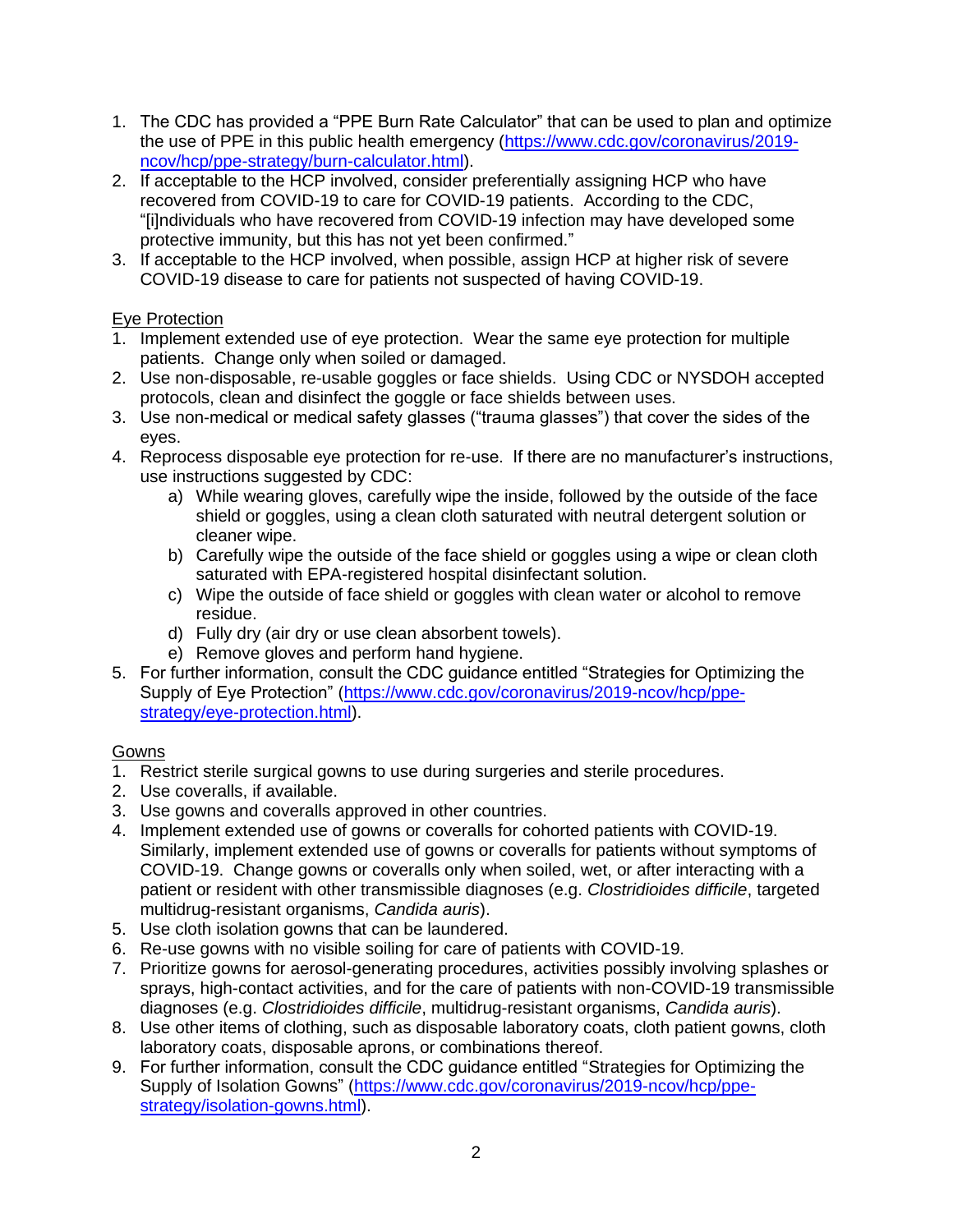1. The CDC has provided a "PPE Burn Rate Calculator" that can be used to plan and optimize the use of PPE in this public health emergency (https://www.cdc.gov/coronavirus/2019-ncov/hcp/ppe-strategy/burn-calculator.html).
2. If acceptable to the HCP involved, consider preferentially assigning HCP who have recovered from COVID-19 to care for COVID-19 patients. According to the CDC, "[i]ndividuals who have recovered from COVID-19 infection may have developed some protective immunity, but this has not yet been confirmed."
3. If acceptable to the HCP involved, when possible, assign HCP at higher risk of severe COVID-19 disease to care for patients not suspected of having COVID-19.

Eye Protection

1. Implement extended use of eye protection. Wear the same eye protection for multiple patients. Change only when soiled or damaged.
2. Use non-disposable, re-usable goggles or face shields. Using CDC or NYSDOH accepted protocols, clean and disinfect the goggle or face shields between uses.
3. Use non-medical or medical safety glasses ("trauma glasses") that cover the sides of the eyes.
4. Reprocess disposable eye protection for re-use. If there are no manufacturer's instructions, use instructions suggested by CDC:
   a) While wearing gloves, carefully wipe the inside, followed by the outside of the face shield or goggles, using a clean cloth saturated with neutral detergent solution or cleaner wipe.
   b) Carefully wipe the outside of the face shield or goggles using a wipe or clean cloth saturated with EPA-registered hospital disinfectant solution.
   c) Wipe the outside of face shield or goggles with clean water or alcohol to remove residue.
   d) Fully dry (air dry or use clean absorbent towels).
   e) Remove gloves and perform hand hygiene.
5. For further information, consult the CDC guidance entitled "Strategies for Optimizing the Supply of Eye Protection" (https://www.cdc.gov/coronavirus/2019-ncov/hcp/ppe-strategy/eye-protection.html).

Gowns

1. Restrict sterile surgical gowns to use during surgeries and sterile procedures.
2. Use coveralls, if available.
3. Use gowns and coveralls approved in other countries.
4. Implement extended use of gowns or coveralls for cohorted patients with COVID-19. Similarly, implement extended use of gowns or coveralls for patients without symptoms of COVID-19. Change gowns or coveralls only when soiled, wet, or after interacting with a patient or resident with other transmissible diagnoses (e.g. *Clostridioides difficile*, targeted multidrug-resistant organisms, *Candida auris*).
5. Use cloth isolation gowns that can be laundered.
6. Re-use gowns with no visible soiling for care of patients with COVID-19.
7. Prioritize gowns for aerosol-generating procedures, activities possibly involving splashes or sprays, high-contact activities, and for the care of patients with non-COVID-19 transmissible diagnoses (e.g. *Clostridioides difficile*, multidrug-resistant organisms, *Candida auris*).
8. Use other items of clothing, such as disposable laboratory coats, cloth patient gowns, cloth laboratory coats, disposable aprons, or combinations thereof.
9. For further information, consult the CDC guidance entitled "Strategies for Optimizing the Supply of Isolation Gowns" (https://www.cdc.gov/coronavirus/2019-ncov/hcp/ppe-strategy/isolation-gowns.html).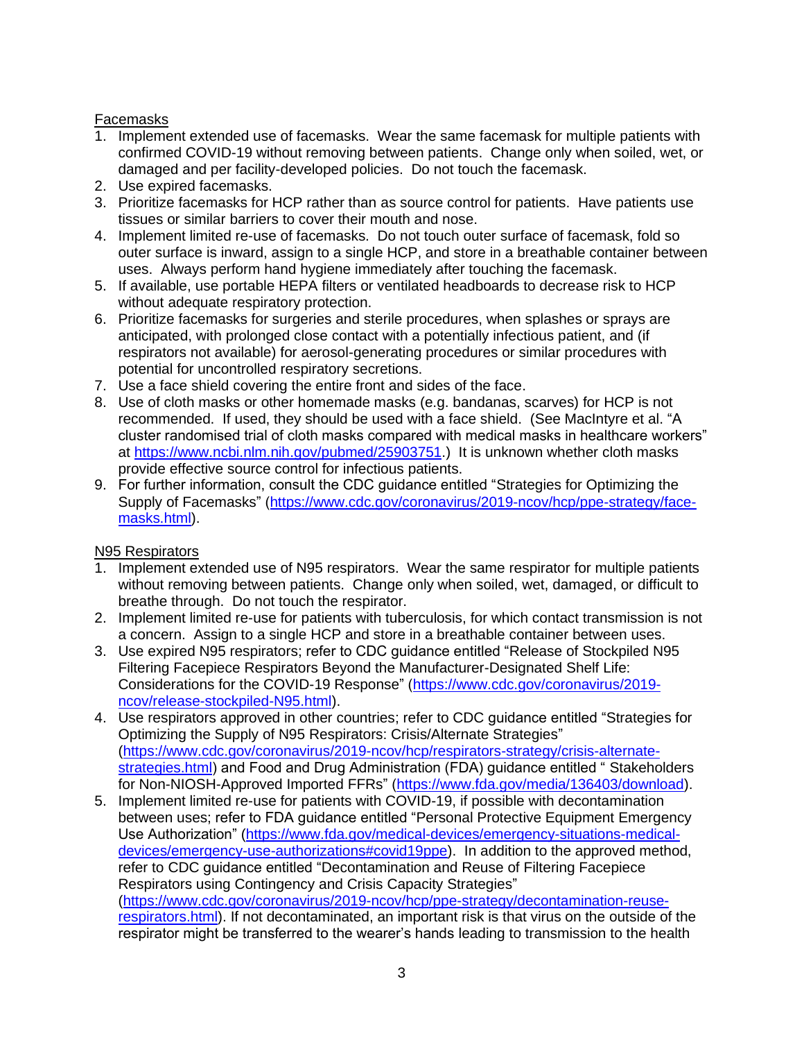Facemasks

1. Implement extended use of facemasks. Wear the same facemask for multiple patients with confirmed COVID-19 without removing between patients. Change only when soiled, wet, or damaged and per facility-developed policies. Do not touch the facemask.
2. Use expired facemasks.
3. Prioritize facemasks for HCP rather than as source control for patients. Have patients use tissues or similar barriers to cover their mouth and nose.
4. Implement limited re-use of facemasks. Do not touch outer surface of facemask, fold so outer surface is inward, assign to a single HCP, and store in a breathable container between uses. Always perform hand hygiene immediately after touching the facemask.
5. If available, use portable HEPA filters or ventilated headboards to decrease risk to HCP without adequate respiratory protection.
6. Prioritize facemasks for surgeries and sterile procedures, when splashes or sprays are anticipated, with prolonged close contact with a potentially infectious patient, and (if respirators not available) for aerosol-generating procedures or similar procedures with potential for uncontrolled respiratory secretions.
7. Use a face shield covering the entire front and sides of the face.
8. Use of cloth masks or other homemade masks (e.g. bandanas, scarves) for HCP is not recommended. If used, they should be used with a face shield. (See MacIntyre et al. "A cluster randomised trial of cloth masks compared with medical masks in healthcare workers" at https://www.ncbi.nlm.nih.gov/pubmed/25903751.) It is unknown whether cloth masks provide effective source control for infectious patients.
9. For further information, consult the CDC guidance entitled "Strategies for Optimizing the Supply of Facemasks" (https://www.cdc.gov/coronavirus/2019-ncov/hcp/ppe-strategy/face-masks.html).

N95 Respirators

1. Implement extended use of N95 respirators. Wear the same respirator for multiple patients without removing between patients. Change only when soiled, wet, damaged, or difficult to breathe through. Do not touch the respirator.
2. Implement limited re-use for patients with tuberculosis, for which contact transmission is not a concern. Assign to a single HCP and store in a breathable container between uses.
3. Use expired N95 respirators; refer to CDC guidance entitled "Release of Stockpiled N95 Filtering Facepiece Respirators Beyond the Manufacturer-Designated Shelf Life: Considerations for the COVID-19 Response" (https://www.cdc.gov/coronavirus/2019-ncov/release-stockpiled-N95.html).
4. Use respirators approved in other countries; refer to CDC guidance entitled "Strategies for Optimizing the Supply of N95 Respirators: Crisis/Alternate Strategies" (https://www.cdc.gov/coronavirus/2019-ncov/hcp/respirators-strategy/crisis-alternate-strategies.html) and Food and Drug Administration (FDA) guidance entitled " Stakeholders for Non-NIOSH-Approved Imported FFRs" (https://www.fda.gov/media/136403/download).
5. Implement limited re-use for patients with COVID-19, if possible with decontamination between uses; refer to FDA guidance entitled "Personal Protective Equipment Emergency Use Authorization" (https://www.fda.gov/medical-devices/emergency-situations-medical-devices/emergency-use-authorizations#covid19ppe). In addition to the approved method, refer to CDC guidance entitled "Decontamination and Reuse of Filtering Facepiece Respirators using Contingency and Crisis Capacity Strategies" (https://www.cdc.gov/coronavirus/2019-ncov/hcp/ppe-strategy/decontamination-reuse-respirators.html). If not decontaminated, an important risk is that virus on the outside of the respirator might be transferred to the wearer's hands leading to transmission to the health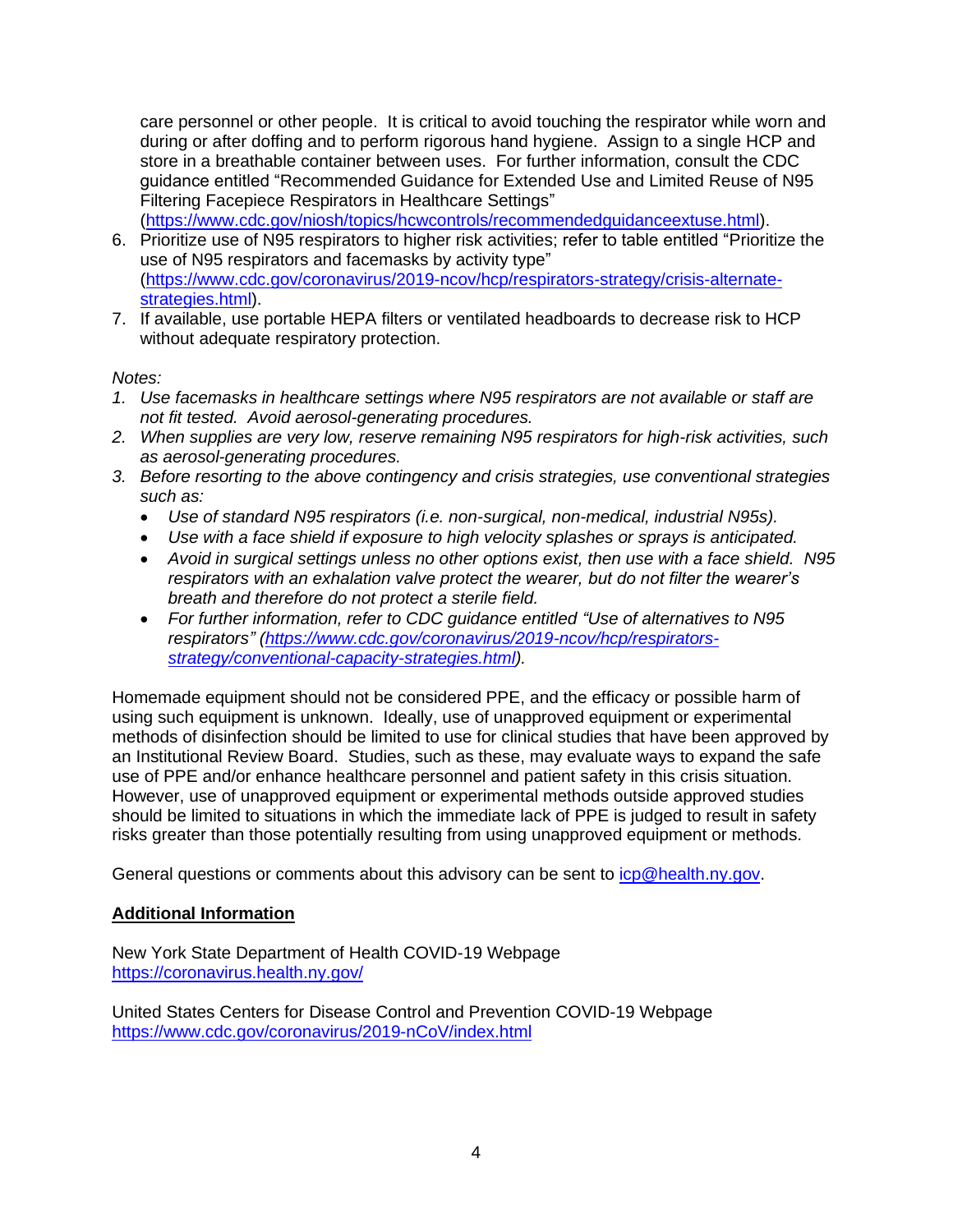care personnel or other people. It is critical to avoid touching the respirator while worn and during or after doffing and to perform rigorous hand hygiene. Assign to a single HCP and store in a breathable container between uses. For further information, consult the CDC guidance entitled "Recommended Guidance for Extended Use and Limited Reuse of N95 Filtering Facepiece Respirators in Healthcare Settings" (https://www.cdc.gov/niosh/topics/hcwcontrols/recommendedguidanceextuse.html).

6. Prioritize use of N95 respirators to higher risk activities; refer to table entitled "Prioritize the use of N95 respirators and facemasks by activity type" (https://www.cdc.gov/coronavirus/2019-ncov/hcp/respirators-strategy/crisis-alternate-strategies.html).
7. If available, use portable HEPA filters or ventilated headboards to decrease risk to HCP without adequate respiratory protection.

*Notes:*

1. *Use facemasks in healthcare settings where N95 respirators are not available or staff are not fit tested. Avoid aerosol-generating procedures.*
2. *When supplies are very low, reserve remaining N95 respirators for high-risk activities, such as aerosol-generating procedures.*
3. *Before resorting to the above contingency and crisis strategies, use conventional strategies such as:*
   - *Use of standard N95 respirators (i.e. non-surgical, non-medical, industrial N95s).*
   - *Use with a face shield if exposure to high velocity splashes or sprays is anticipated.*
   - *Avoid in surgical settings unless no other options exist, then use with a face shield. N95 respirators with an exhalation valve protect the wearer, but do not filter the wearer's breath and therefore do not protect a sterile field.*
   - *For further information, refer to CDC guidance entitled "Use of alternatives to N95 respirators" (https://www.cdc.gov/coronavirus/2019-ncov/hcp/respirators-strategy/conventional-capacity-strategies.html).*

Homemade equipment should not be considered PPE, and the efficacy or possible harm of using such equipment is unknown. Ideally, use of unapproved equipment or experimental methods of disinfection should be limited to use for clinical studies that have been approved by an Institutional Review Board. Studies, such as these, may evaluate ways to expand the safe use of PPE and/or enhance healthcare personnel and patient safety in this crisis situation. However, use of unapproved equipment or experimental methods outside approved studies should be limited to situations in which the immediate lack of PPE is judged to result in safety risks greater than those potentially resulting from using unapproved equipment or methods.

General questions or comments about this advisory can be sent to icp@health.ny.gov.

## Additional Information

New York State Department of Health COVID-19 Webpage
https://coronavirus.health.ny.gov/

United States Centers for Disease Control and Prevention COVID-19 Webpage
https://www.cdc.gov/coronavirus/2019-nCoV/index.html